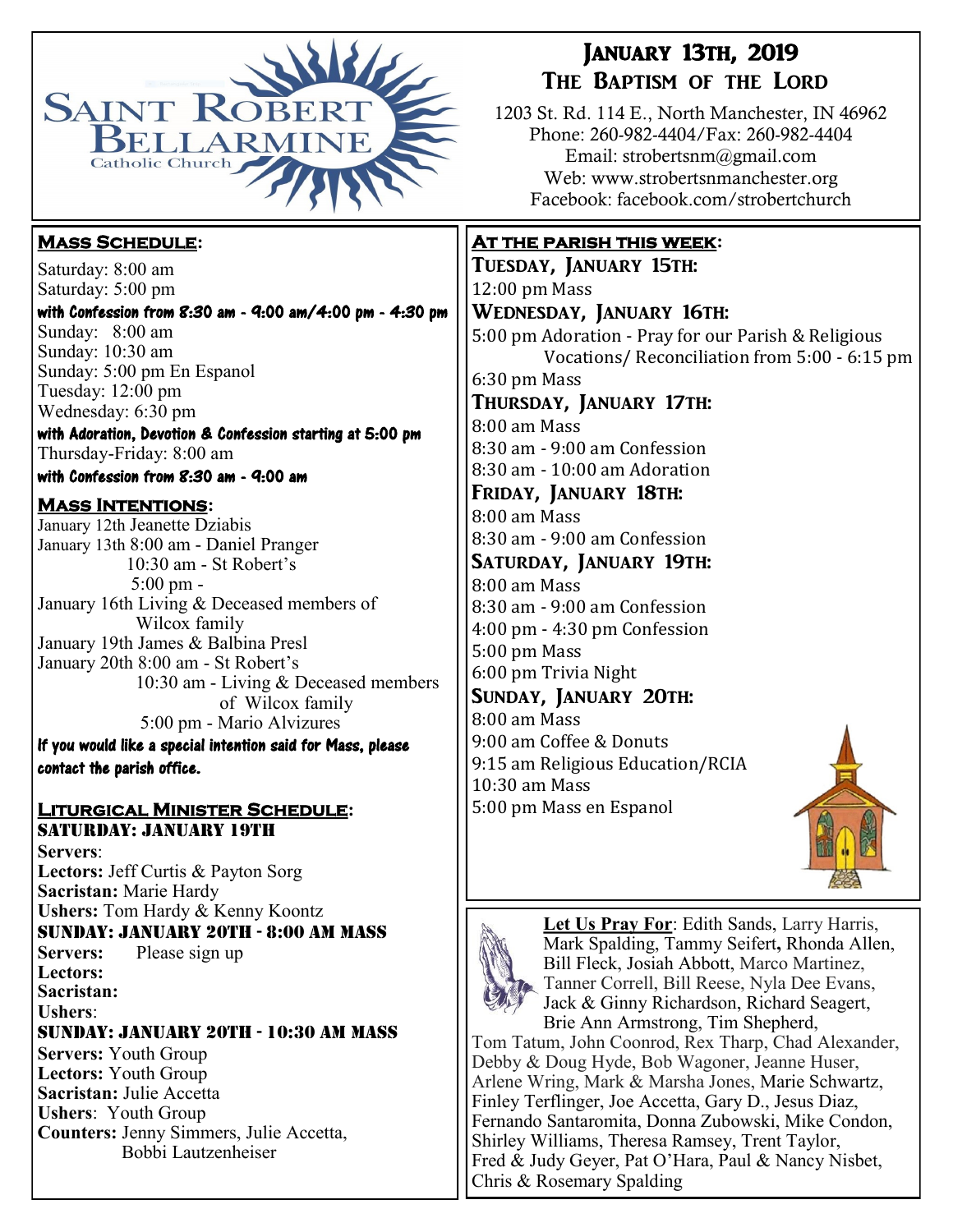# Saint Robert Bellarmine Catholic Church

## January 13th, 2019
## The Baptism of the Lord

1203 St. Rd. 114 E., North Manchester, IN 46962
Phone: 260-982-4404/Fax: 260-982-4404
Email: strobertsnm@gmail.com
Web: www.strobertsnmanchester.org
Facebook: facebook.com/strobertchurch

### Mass Schedule:

Saturday: 8:00 am
Saturday: 5:00 pm
**with Confession from 8:30 am - 9:00 am/4:00 pm - 4:30 pm**
Sunday: 8:00 am
Sunday: 10:30 am
Sunday: 5:00 pm En Espanol
Tuesday: 12:00 pm
Wednesday: 6:30 pm
**with Adoration, Devotion & Confession starting at 5:00 pm**
Thursday-Friday: 8:00 am
**with Confession from 8:30 am - 9:00 am**

### Mass Intentions:

January 12th Jeanette Dziabis
January 13th 8:00 am - Daniel Pranger
10:30 am - St Robert's
5:00 pm -
January 16th Living & Deceased members of Wilcox family
January 19th James & Balbina Presl
January 20th 8:00 am - St Robert's
10:30 am - Living & Deceased members of Wilcox family
5:00 pm - Mario Alvizures

**If you would like a special intention said for Mass, please contact the parish office.**

### Liturgical Minister Schedule:

**SATURDAY: JANUARY 19TH**
**Servers**:
**Lectors:** Jeff Curtis & Payton Sorg
**Sacristan:** Marie Hardy
**Ushers:** Tom Hardy & Kenny Koontz

**SUNDAY: JANUARY 20TH - 8:00 AM MASS**
**Servers:** Please sign up
**Lectors:**
**Sacristan:**
**Ushers**:

**SUNDAY: JANUARY 20TH - 10:30 AM MASS**
**Servers:** Youth Group
**Lectors:** Youth Group
**Sacristan:** Julie Accetta
**Ushers**: Youth Group
**Counters:** Jenny Simmers, Julie Accetta, Bobbi Lautzenheiser

### At the parish this week:

**Tuesday, January 15th:**
12:00 pm Mass

**Wednesday, January 16th:**
5:00 pm Adoration - Pray for our Parish & Religious Vocations/ Reconciliation from 5:00 - 6:15 pm
6:30 pm Mass

**Thursday, January 17th:**
8:00 am Mass
8:30 am - 9:00 am Confession
8:30 am - 10:00 am Adoration

**Friday, January 18th:**
8:00 am Mass
8:30 am - 9:00 am Confession

**Saturday, January 19th:**
8:00 am Mass
8:30 am - 9:00 am Confession
4:00 pm - 4:30 pm Confession
5:00 pm Mass
6:00 pm Trivia Night

**Sunday, January 20th:**
8:00 am Mass
9:00 am Coffee & Donuts
9:15 am Religious Education/RCIA
10:30 am Mass
5:00 pm Mass en Espanol

**Let Us Pray For**: Edith Sands, Larry Harris, Mark Spalding, Tammy Seifert, Rhonda Allen, Bill Fleck, Josiah Abbott, Marco Martinez, Tanner Correll, Bill Reese, Nyla Dee Evans, Jack & Ginny Richardson, Richard Seagert, Brie Ann Armstrong, Tim Shepherd, Tom Tatum, John Coonrod, Rex Tharp, Chad Alexander, Debby & Doug Hyde, Bob Wagoner, Jeanne Huser, Arlene Wring, Mark & Marsha Jones, Marie Schwartz, Finley Terflinger, Joe Accetta, Gary D., Jesus Diaz, Fernando Santaromita, Donna Zubowski, Mike Condon, Shirley Williams, Theresa Ramsey, Trent Taylor, Fred & Judy Geyer, Pat O'Hara, Paul & Nancy Nisbet, Chris & Rosemary Spalding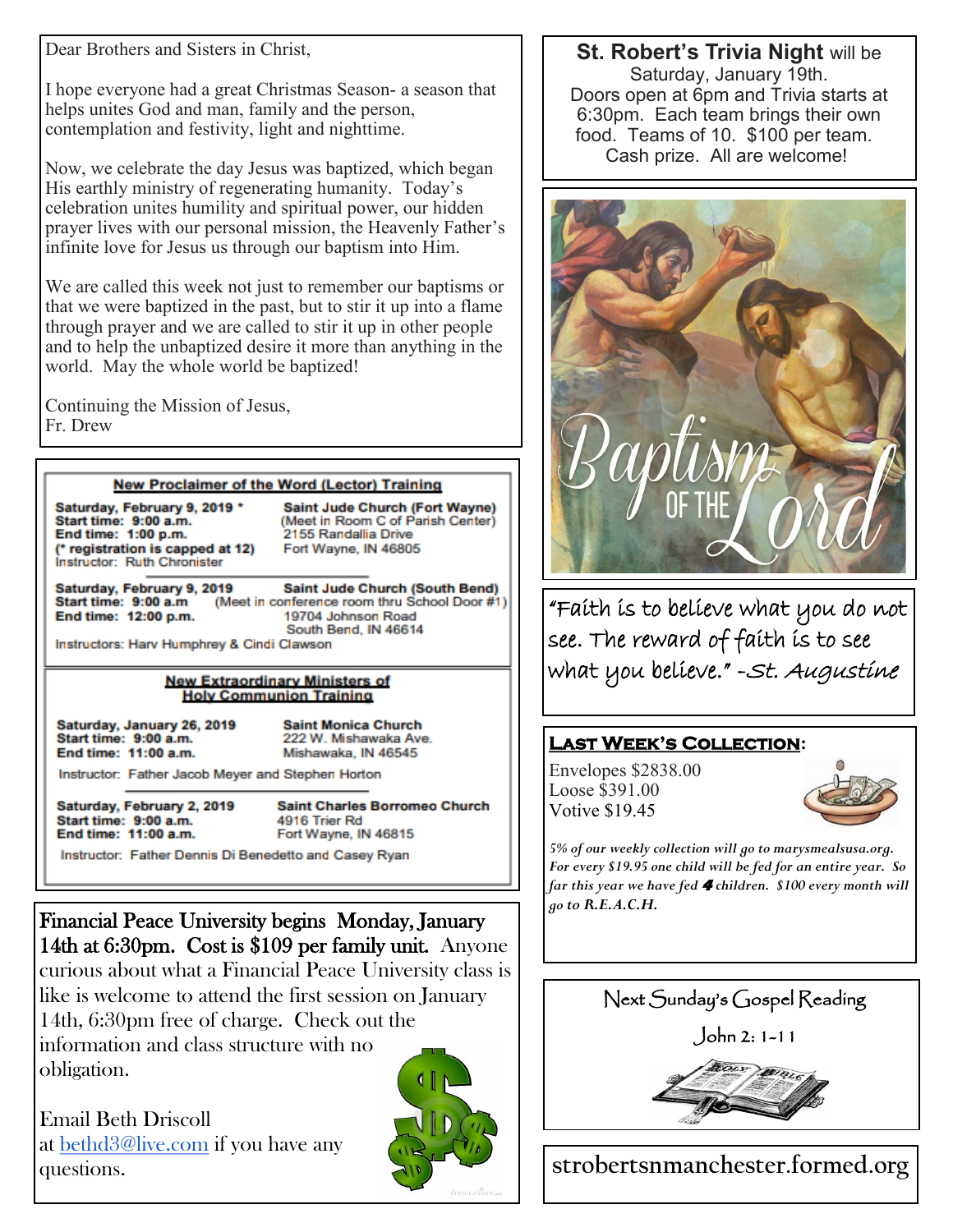Dear Brothers and Sisters in Christ,

I hope everyone had a great Christmas Season- a season that helps unites God and man, family and the person, contemplation and festivity, light and nighttime.

Now, we celebrate the day Jesus was baptized, which began His earthly ministry of regenerating humanity. Today's celebration unites humility and spiritual power, our hidden prayer lives with our personal mission, the Heavenly Father's infinite love for Jesus us through our baptism into Him.

We are called this week not just to remember our baptisms or that we were baptized in the past, but to stir it up into a flame through prayer and we are called to stir it up in other people and to help the unbaptized desire it more than anything in the world. May the whole world be baptized!

Continuing the Mission of Jesus,
Fr. Drew

## New Proclaimer of the Word (Lector) Training

**Saturday, February 9, 2019 ***
**Start time: 9:00 a.m.**
**End time: 1:00 p.m.**
**(* registration is capped at 12)**
Instructor: Ruth Chronister

**Saint Jude Church (Fort Wayne)**
(Meet in Room C of Parish Center)
2155 Randallia Drive
Fort Wayne, IN 46805

**Saturday, February 9, 2019**
**Start time: 9:00 a.m**
**End time: 12:00 p.m.**

**Saint Jude Church (South Bend)**
(Meet in conference room thru School Door #1)
19704 Johnson Road
South Bend, IN 46614

Instructors: Harv Humphrey & Cindi Clawson

## New Extraordinary Ministers of Holy Communion Training

**Saturday, January 26, 2019**
**Start time: 9:00 a.m.**
**End time: 11:00 a.m.**

**Saint Monica Church**
222 W. Mishawaka Ave.
Mishawaka, IN 46545

Instructor: Father Jacob Meyer and Stephen Horton

**Saturday, February 2, 2019**
**Start time: 9:00 a.m.**
**End time: 11:00 a.m.**

**Saint Charles Borromeo Church**
4916 Trier Rd
Fort Wayne, IN 46815

Instructor: Father Dennis Di Benedetto and Casey Ryan

Financial Peace University begins Monday, January 14th at 6:30pm. Cost is $109 per family unit. Anyone curious about what a Financial Peace University class is like is welcome to attend the first session on January 14th, 6:30pm free of charge. Check out the information and class structure with no obligation.

Email Beth Driscoll at bethd3@live.com if you have any questions.

**St. Robert's Trivia Night** will be Saturday, January 19th. Doors open at 6pm and Trivia starts at 6:30pm. Each team brings their own food. Teams of 10. $100 per team. Cash prize. All are welcome!

Baptism OF THE Lord

"Faith is to believe what you do not see. The reward of faith is to see what you believe." -St. Augustine

## Last Week's Collection:

Envelopes $2838.00
Loose $391.00
Votive $19.45

*5% of our weekly collection will go to marysmealsusa.org. For every $19.95 one child will be fed for an entire year. So far this year we have fed **4** children. $100 every month will go to R.E.A.C.H.*

Next Sunday's Gospel Reading

John 2: 1-11

strobertsnmanchester.formed.org